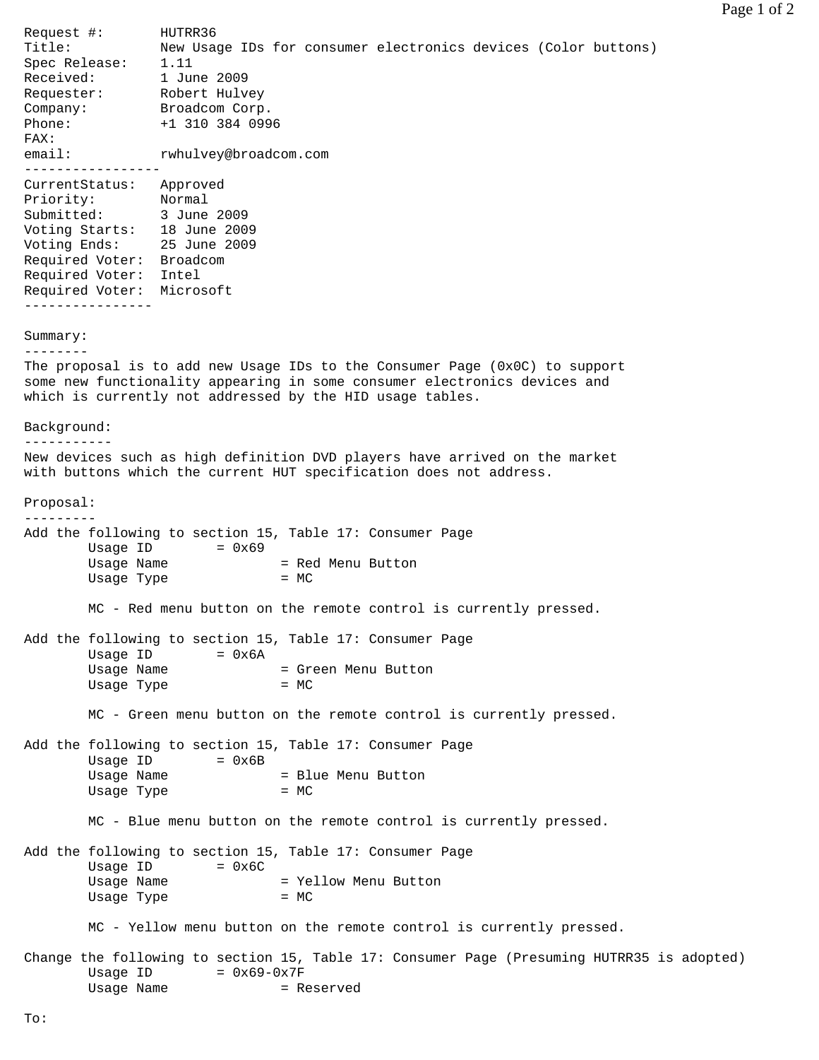```
Request #:        HUTRR36
Title:            New Usage IDs for consumer electronics devices (Color buttons)
Spec Release:     1.11
Received:         1 June 2009
Requester:        Robert Hulvey
Company:          Broadcom Corp.
Phone:            +1 310 384 0996
FAX:
email:            rwhulvey@broadcom.com
-----------------
CurrentStatus:    Approved
Priority:         Normal
Submitted:        3 June 2009
Voting Starts:    18 June 2009
Voting Ends:      25 June 2009
Required Voter:   Broadcom
Required Voter:   Intel
Required Voter:   Microsoft
----------------
```

Summary:

--------

The proposal is to add new Usage IDs to the Consumer Page (0x0C) to support some new functionality appearing in some consumer electronics devices and which is currently not addressed by the HID usage tables.

Background:

-----------

New devices such as high definition DVD players have arrived on the market with buttons which the current HUT specification does not address.

Proposal:

---------

Add the following to section 15, Table 17: Consumer Page

```
        Usage ID        = 0x69
        Usage Name              = Red Menu Button
        Usage Type              = MC

        MC - Red menu button on the remote control is currently pressed.
```

Add the following to section 15, Table 17: Consumer Page

```
        Usage ID        = 0x6A
        Usage Name              = Green Menu Button
        Usage Type              = MC

        MC - Green menu button on the remote control is currently pressed.
```

Add the following to section 15, Table 17: Consumer Page

```
        Usage ID        = 0x6B
        Usage Name              = Blue Menu Button
        Usage Type              = MC

        MC - Blue menu button on the remote control is currently pressed.
```

Add the following to section 15, Table 17: Consumer Page

```
        Usage ID        = 0x6C
        Usage Name              = Yellow Menu Button
        Usage Type              = MC

        MC - Yellow menu button on the remote control is currently pressed.
```

Change the following to section 15, Table 17: Consumer Page (Presuming HUTRR35 is adopted)

```
        Usage ID        = 0x69-0x7F
        Usage Name              = Reserved
```

To: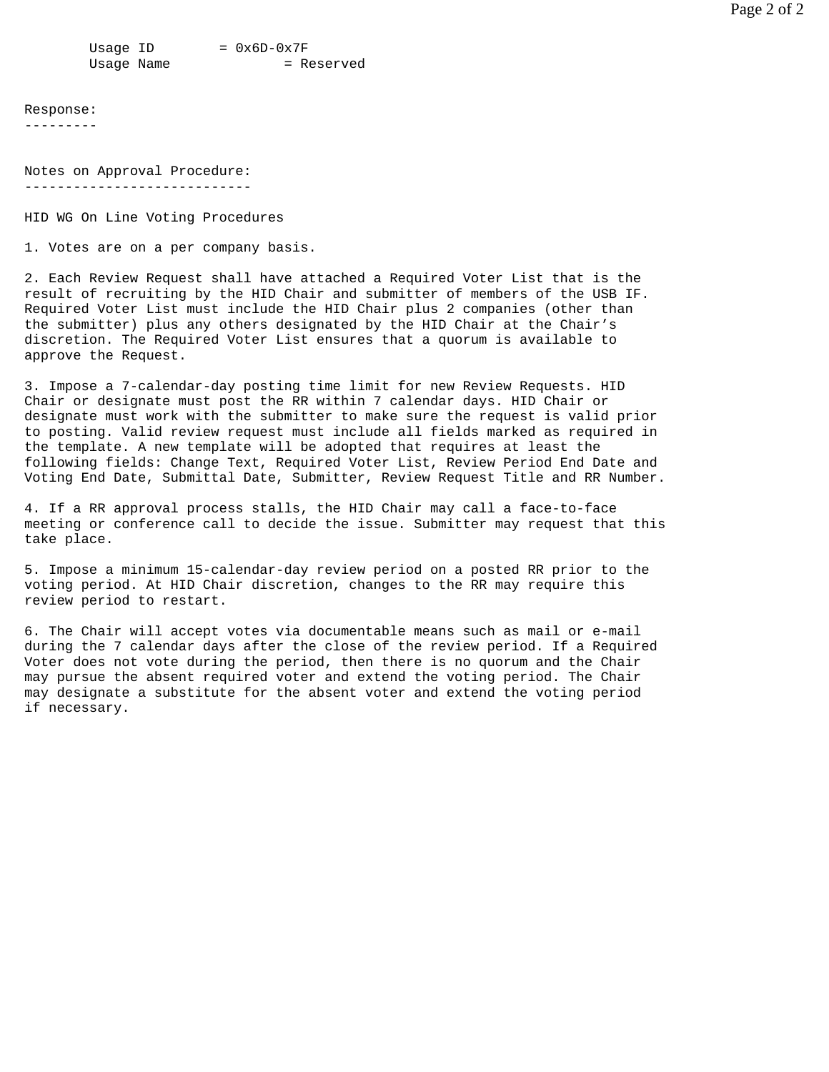```
        Usage ID        = 0x6D-0x7F
        Usage Name              = Reserved
```

Response:
---------

Notes on Approval Procedure:
----------------------------

HID WG On Line Voting Procedures

1. Votes are on a per company basis.

2. Each Review Request shall have attached a Required Voter List that is the result of recruiting by the HID Chair and submitter of members of the USB IF. Required Voter List must include the HID Chair plus 2 companies (other than the submitter) plus any others designated by the HID Chair at the Chair's discretion. The Required Voter List ensures that a quorum is available to approve the Request.

3. Impose a 7-calendar-day posting time limit for new Review Requests. HID Chair or designate must post the RR within 7 calendar days. HID Chair or designate must work with the submitter to make sure the request is valid prior to posting. Valid review request must include all fields marked as required in the template. A new template will be adopted that requires at least the following fields: Change Text, Required Voter List, Review Period End Date and Voting End Date, Submittal Date, Submitter, Review Request Title and RR Number.

4. If a RR approval process stalls, the HID Chair may call a face-to-face meeting or conference call to decide the issue. Submitter may request that this take place.

5. Impose a minimum 15-calendar-day review period on a posted RR prior to the voting period. At HID Chair discretion, changes to the RR may require this review period to restart.

6. The Chair will accept votes via documentable means such as mail or e-mail during the 7 calendar days after the close of the review period. If a Required Voter does not vote during the period, then there is no quorum and the Chair may pursue the absent required voter and extend the voting period. The Chair may designate a substitute for the absent voter and extend the voting period if necessary.